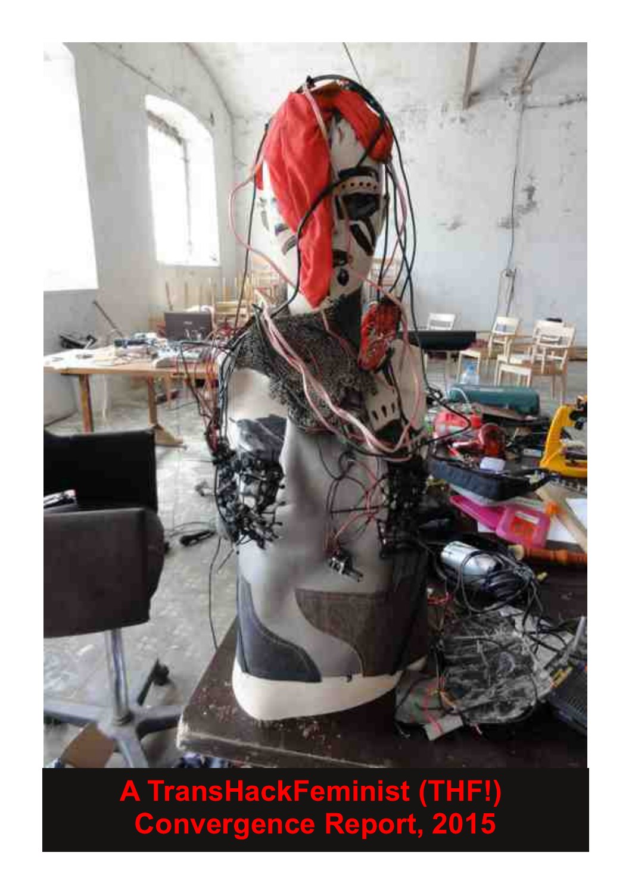# A TransHackFeminist (THF!) Convergence Report, 2015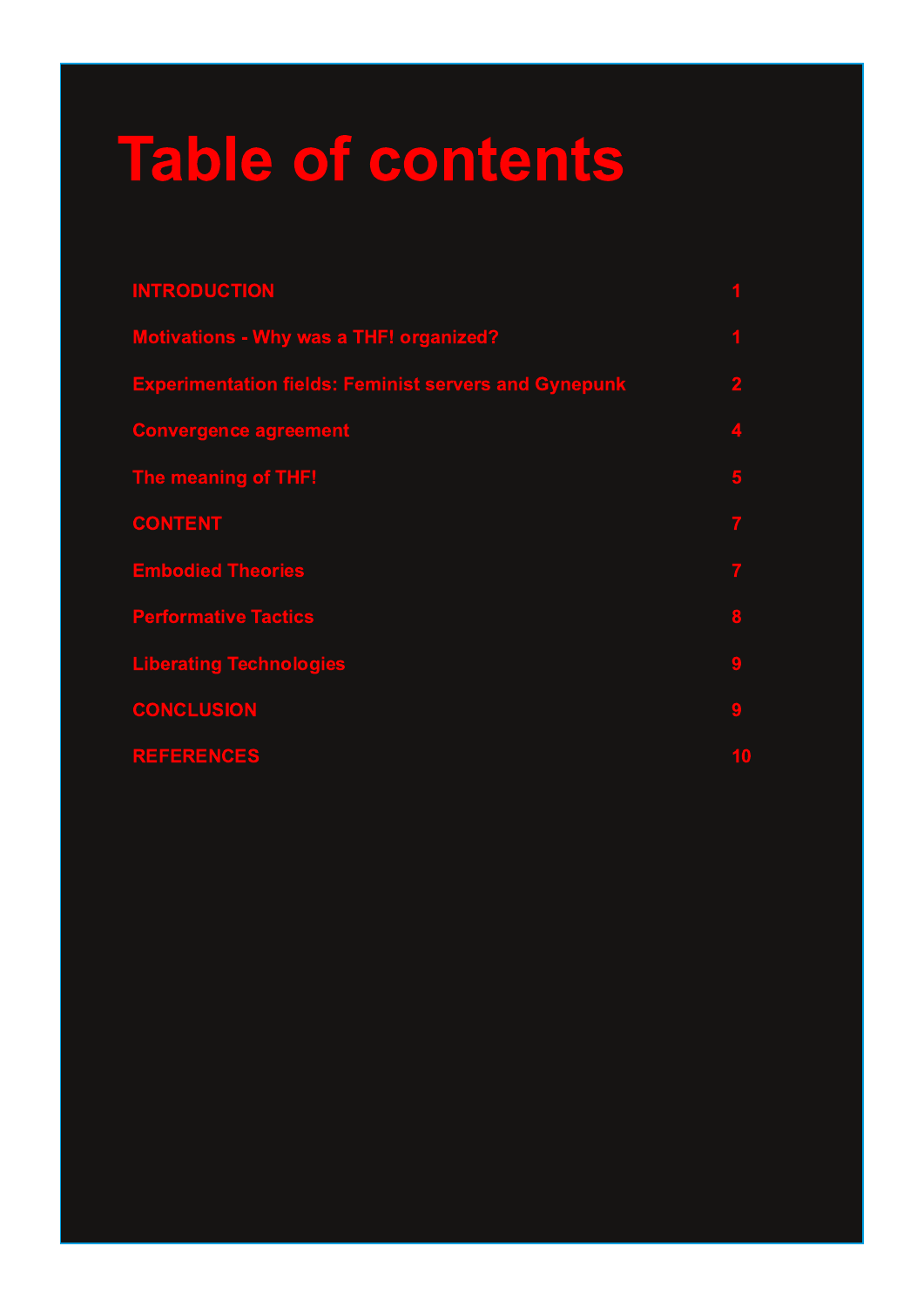# Table of contents

| | |
|---|---|
| INTRODUCTION | 1 |
| Motivations - Why was a THF! organized? | 1 |
| Experimentation fields: Feminist servers and Gynepunk | 2 |
| Convergence agreement | 4 |
| The meaning of THF! | 5 |
| CONTENT | 7 |
| Embodied Theories | 7 |
| Performative Tactics | 8 |
| Liberating Technologies | 9 |
| CONCLUSION | 9 |
| REFERENCES | 10 |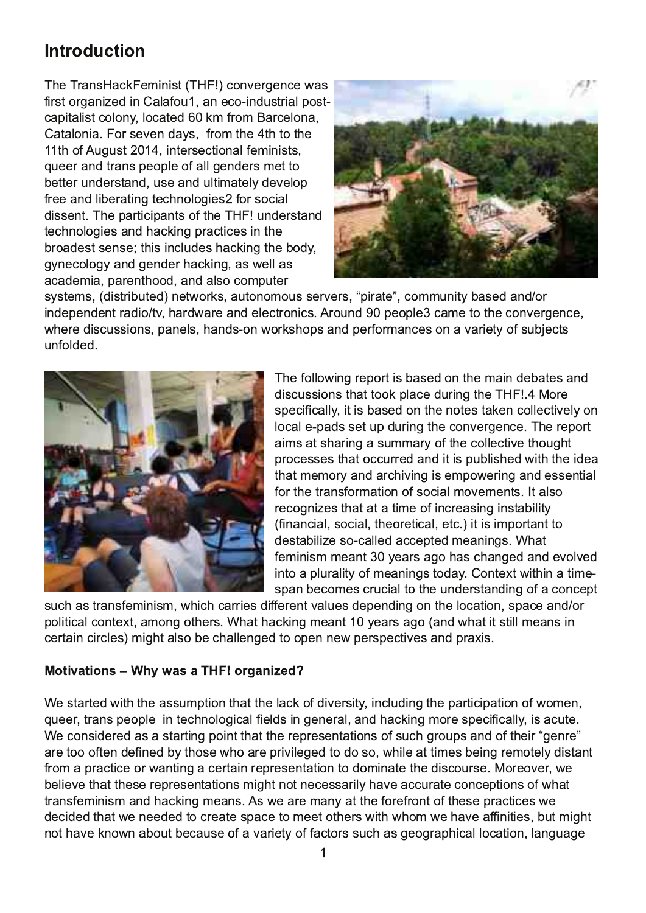## Introduction

The TransHackFeminist (THF!) convergence was first organized in Calafou[1], an eco-industrial post-capitalist colony, located 60 km from Barcelona, Catalonia. For seven days, from the 4th to the 11th of August 2014, intersectional feminists, queer and trans people of all genders met to better understand, use and ultimately develop free and liberating technologies[2] for social dissent. The participants of the THF! understand technologies and hacking practices in the broadest sense; this includes hacking the body, gynecology and gender hacking, as well as academia, parenthood, and also computer systems, (distributed) networks, autonomous servers, "pirate", community based and/or independent radio/tv, hardware and electronics. Around 90 people[3] came to the convergence, where discussions, panels, hands-on workshops and performances on a variety of subjects unfolded.

The following report is based on the main debates and discussions that took place during the THF![4] More specifically, it is based on the notes taken collectively on local e-pads set up during the convergence. The report aims at sharing a summary of the collective thought processes that occurred and it is published with the idea that memory and archiving is empowering and essential for the transformation of social movements. It also recognizes that at a time of increasing instability (financial, social, theoretical, etc.) it is important to destabilize so-called accepted meanings. What feminism meant 30 years ago has changed and evolved into a plurality of meanings today. Context within a time-span becomes crucial to the understanding of a concept such as transfeminism, which carries different values depending on the location, space and/or political context, among others. What hacking meant 10 years ago (and what it still means in certain circles) might also be challenged to open new perspectives and praxis.

**Motivations – Why was a THF! organized?**

We started with the assumption that the lack of diversity, including the participation of women, queer, trans people in technological fields in general, and hacking more specifically, is acute. We considered as a starting point that the representations of such groups and of their "genre" are too often defined by those who are privileged to do so, while at times being remotely distant from a practice or wanting a certain representation to dominate the discourse. Moreover, we believe that these representations might not necessarily have accurate conceptions of what transfeminism and hacking means. As we are many at the forefront of these practices we decided that we needed to create space to meet others with whom we have affinities, but might not have known about because of a variety of factors such as geographical location, language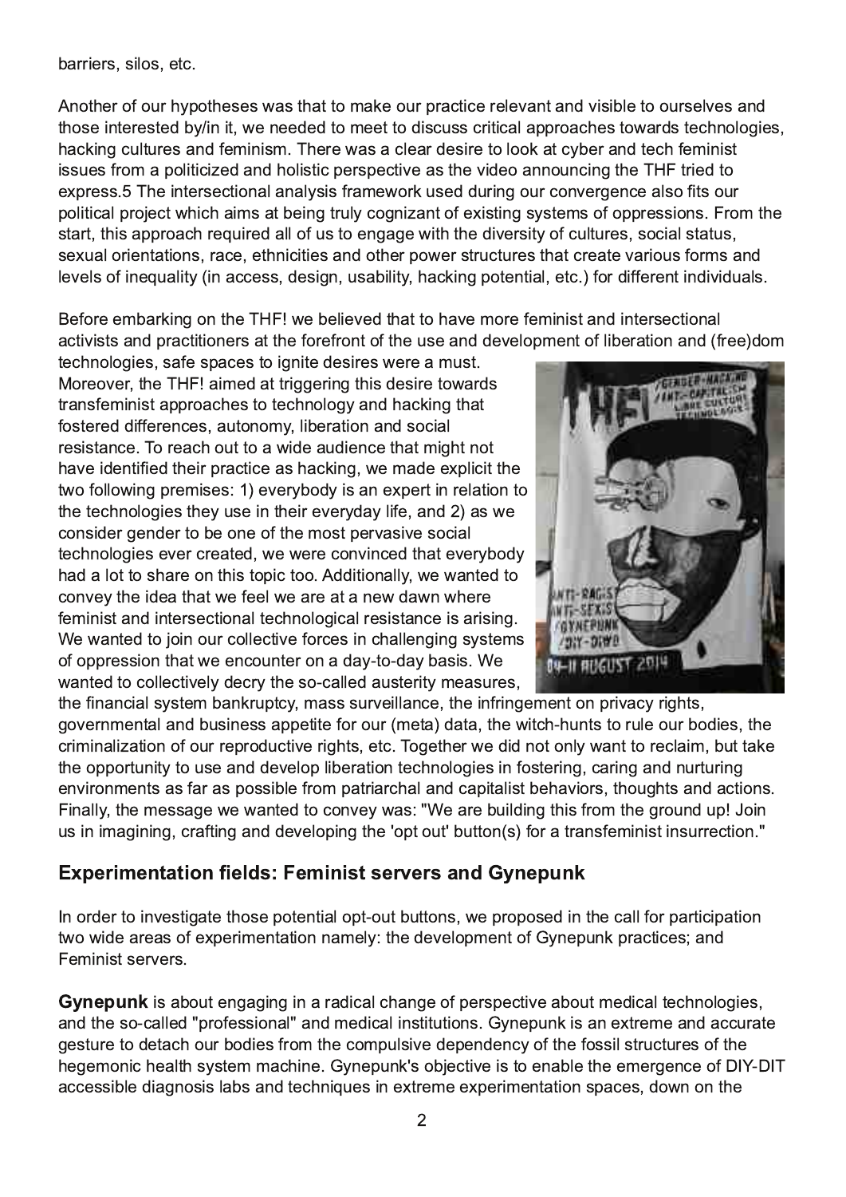barriers, silos, etc.

Another of our hypotheses was that to make our practice relevant and visible to ourselves and those interested by/in it, we needed to meet to discuss critical approaches towards technologies, hacking cultures and feminism. There was a clear desire to look at cyber and tech feminist issues from a politicized and holistic perspective as the video announcing the THF tried to express.5 The intersectional analysis framework used during our convergence also fits our political project which aims at being truly cognizant of existing systems of oppressions. From the start, this approach required all of us to engage with the diversity of cultures, social status, sexual orientations, race, ethnicities and other power structures that create various forms and levels of inequality (in access, design, usability, hacking potential, etc.) for different individuals.

Before embarking on the THF! we believed that to have more feminist and intersectional activists and practitioners at the forefront of the use and development of liberation and (free)dom technologies, safe spaces to ignite desires were a must. Moreover, the THF! aimed at triggering this desire towards transfeminist approaches to technology and hacking that fostered differences, autonomy, liberation and social resistance. To reach out to a wide audience that might not have identified their practice as hacking, we made explicit the two following premises: 1) everybody is an expert in relation to the technologies they use in their everyday life, and 2) as we consider gender to be one of the most pervasive social technologies ever created, we were convinced that everybody had a lot to share on this topic too. Additionally, we wanted to convey the idea that we feel we are at a new dawn where feminist and intersectional technological resistance is arising. We wanted to join our collective forces in challenging systems of oppression that we encounter on a day-to-day basis. We wanted to collectively decry the so-called austerity measures, the financial system bankruptcy, mass surveillance, the infringement on privacy rights, governmental and business appetite for our (meta) data, the witch-hunts to rule our bodies, the criminalization of our reproductive rights, etc. Together we did not only want to reclaim, but take the opportunity to use and develop liberation technologies in fostering, caring and nurturing environments as far as possible from patriarchal and capitalist behaviors, thoughts and actions. Finally, the message we wanted to convey was: "We are building this from the ground up! Join us in imagining, crafting and developing the 'opt out' button(s) for a transfeminist insurrection."

## Experimentation fields: Feminist servers and Gynepunk

In order to investigate those potential opt-out buttons, we proposed in the call for participation two wide areas of experimentation namely: the development of Gynepunk practices; and Feminist servers.

**Gynepunk** is about engaging in a radical change of perspective about medical technologies, and the so-called "professional" and medical institutions. Gynepunk is an extreme and accurate gesture to detach our bodies from the compulsive dependency of the fossil structures of the hegemonic health system machine. Gynepunk's objective is to enable the emergence of DIY-DIT accessible diagnosis labs and techniques in extreme experimentation spaces, down on the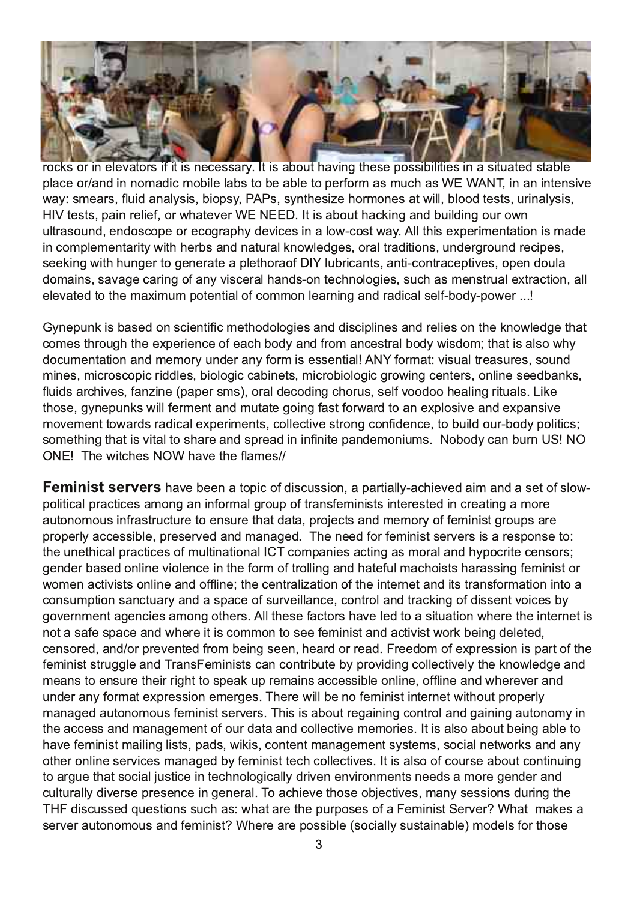rocks or in elevators if it is necessary. It is about having these possibilities in a situated stable place or/and in nomadic mobile labs to be able to perform as much as WE WANT, in an intensive way: smears, fluid analysis, biopsy, PAPs, synthesize hormones at will, blood tests, urinalysis, HIV tests, pain relief, or whatever WE NEED. It is about hacking and building our own ultrasound, endoscope or ecography devices in a low-cost way. All this experimentation is made in complementarity with herbs and natural knowledges, oral traditions, underground recipes, seeking with hunger to generate a plethoraof DIY lubricants, anti-contraceptives, open doula domains, savage caring of any visceral hands-on technologies, such as menstrual extraction, all elevated to the maximum potential of common learning and radical self-body-power ...!

Gynepunk is based on scientific methodologies and disciplines and relies on the knowledge that comes through the experience of each body and from ancestral body wisdom; that is also why documentation and memory under any form is essential! ANY format: visual treasures, sound mines, microscopic riddles, biologic cabinets, microbiologic growing centers, online seedbanks, fluids archives, fanzine (paper sms), oral decoding chorus, self voodoo healing rituals. Like those, gynepunks will ferment and mutate going fast forward to an explosive and expansive movement towards radical experiments, collective strong confidence, to build our-body politics; something that is vital to share and spread in infinite pandemoniums. Nobody can burn US! NO ONE! The witches NOW have the flames//

**Feminist servers** have been a topic of discussion, a partially-achieved aim and a set of slow-political practices among an informal group of transfeminists interested in creating a more autonomous infrastructure to ensure that data, projects and memory of feminist groups are properly accessible, preserved and managed. The need for feminist servers is a response to: the unethical practices of multinational ICT companies acting as moral and hypocrite censors; gender based online violence in the form of trolling and hateful machoists harassing feminist or women activists online and offline; the centralization of the internet and its transformation into a consumption sanctuary and a space of surveillance, control and tracking of dissent voices by government agencies among others. All these factors have led to a situation where the internet is not a safe space and where it is common to see feminist and activist work being deleted, censored, and/or prevented from being seen, heard or read. Freedom of expression is part of the feminist struggle and TransFeminists can contribute by providing collectively the knowledge and means to ensure their right to speak up remains accessible online, offline and wherever and under any format expression emerges. There will be no feminist internet without properly managed autonomous feminist servers. This is about regaining control and gaining autonomy in the access and management of our data and collective memories. It is also about being able to have feminist mailing lists, pads, wikis, content management systems, social networks and any other online services managed by feminist tech collectives. It is also of course about continuing to argue that social justice in technologically driven environments needs a more gender and culturally diverse presence in general. To achieve those objectives, many sessions during the THF discussed questions such as: what are the purposes of a Feminist Server? What makes a server autonomous and feminist? Where are possible (socially sustainable) models for those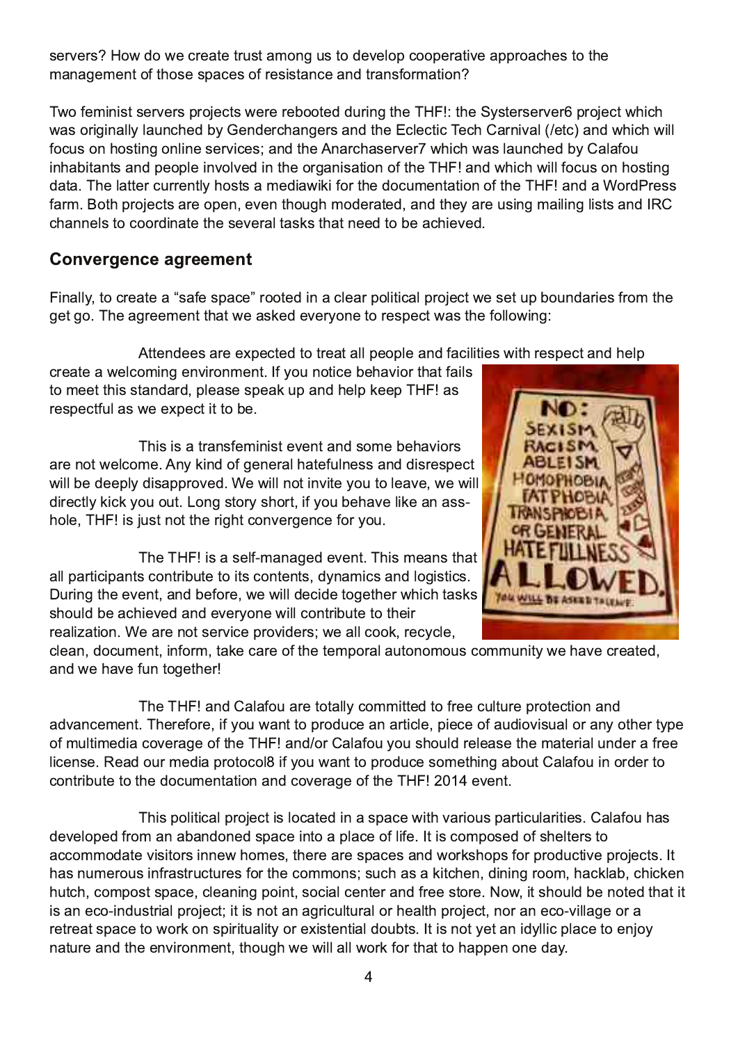servers? How do we create trust among us to develop cooperative approaches to the management of those spaces of resistance and transformation?

Two feminist servers projects were rebooted during the THF!: the Systerserver6 project which was originally launched by Genderchangers and the Eclectic Tech Carnival (/etc) and which will focus on hosting online services; and the Anarchaserver7 which was launched by Calafou inhabitants and people involved in the organisation of the THF! and which will focus on hosting data. The latter currently hosts a mediawiki for the documentation of the THF! and a WordPress farm. Both projects are open, even though moderated, and they are using mailing lists and IRC channels to coordinate the several tasks that need to be achieved.

## Convergence agreement

Finally, to create a "safe space" rooted in a clear political project we set up boundaries from the get go. The agreement that we asked everyone to respect was the following:

Attendees are expected to treat all people and facilities with respect and help create a welcoming environment. If you notice behavior that fails to meet this standard, please speak up and help keep THF! as respectful as we expect it to be.

This is a transfeminist event and some behaviors are not welcome. Any kind of general hatefulness and disrespect will be deeply disapproved. We will not invite you to leave, we will directly kick you out. Long story short, if you behave like an ass-hole, THF! is just not the right convergence for you.

The THF! is a self-managed event. This means that all participants contribute to its contents, dynamics and logistics. During the event, and before, we will decide together which tasks should be achieved and everyone will contribute to their realization. We are not service providers; we all cook, recycle, clean, document, inform, take care of the temporal autonomous community we have created, and we have fun together!

The THF! and Calafou are totally committed to free culture protection and advancement. Therefore, if you want to produce an article, piece of audiovisual or any other type of multimedia coverage of the THF! and/or Calafou you should release the material under a free license. Read our media protocol8 if you want to produce something about Calafou in order to contribute to the documentation and coverage of the THF! 2014 event.

This political project is located in a space with various particularities. Calafou has developed from an abandoned space into a place of life. It is composed of shelters to accommodate visitors innew homes, there are spaces and workshops for productive projects. It has numerous infrastructures for the commons; such as a kitchen, dining room, hacklab, chicken hutch, compost space, cleaning point, social center and free store. Now, it should be noted that it is an eco-industrial project; it is not an agricultural or health project, nor an eco-village or a retreat space to work on spirituality or existential doubts. It is not yet an idyllic place to enjoy nature and the environment, though we will all work for that to happen one day.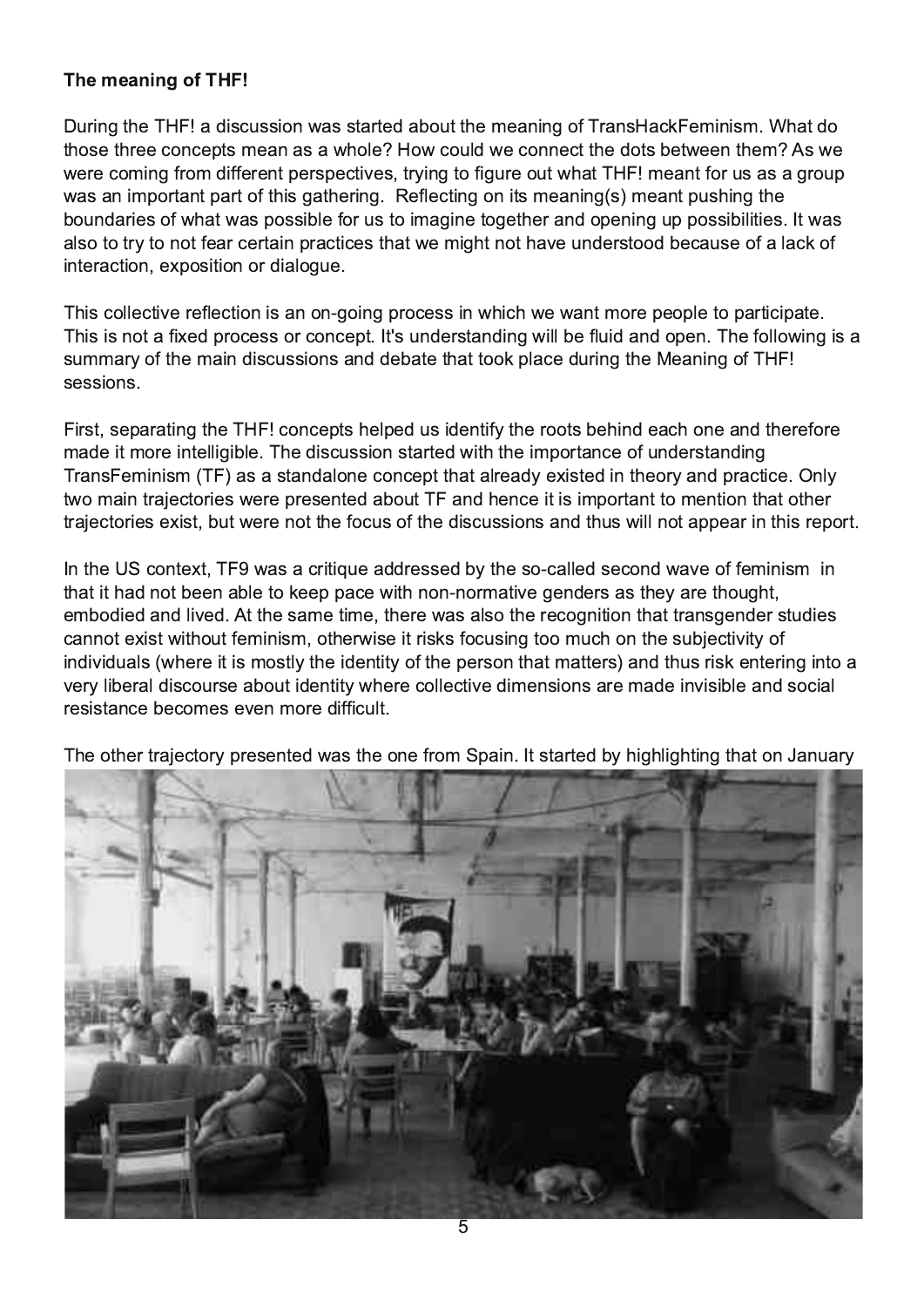**The meaning of THF!**

During the THF! a discussion was started about the meaning of TransHackFeminism. What do those three concepts mean as a whole? How could we connect the dots between them? As we were coming from different perspectives, trying to figure out what THF! meant for us as a group was an important part of this gathering. Reflecting on its meaning(s) meant pushing the boundaries of what was possible for us to imagine together and opening up possibilities. It was also to try to not fear certain practices that we might not have understood because of a lack of interaction, exposition or dialogue.

This collective reflection is an on-going process in which we want more people to participate. This is not a fixed process or concept. It's understanding will be fluid and open. The following is a summary of the main discussions and debate that took place during the Meaning of THF! sessions.

First, separating the THF! concepts helped us identify the roots behind each one and therefore made it more intelligible. The discussion started with the importance of understanding TransFeminism (TF) as a standalone concept that already existed in theory and practice. Only two main trajectories were presented about TF and hence it is important to mention that other trajectories exist, but were not the focus of the discussions and thus will not appear in this report.

In the US context, TF9 was a critique addressed by the so-called second wave of feminism in that it had not been able to keep pace with non-normative genders as they are thought, embodied and lived. At the same time, there was also the recognition that transgender studies cannot exist without feminism, otherwise it risks focusing too much on the subjectivity of individuals (where it is mostly the identity of the person that matters) and thus risk entering into a very liberal discourse about identity where collective dimensions are made invisible and social resistance becomes even more difficult.

The other trajectory presented was the one from Spain. It started by highlighting that on January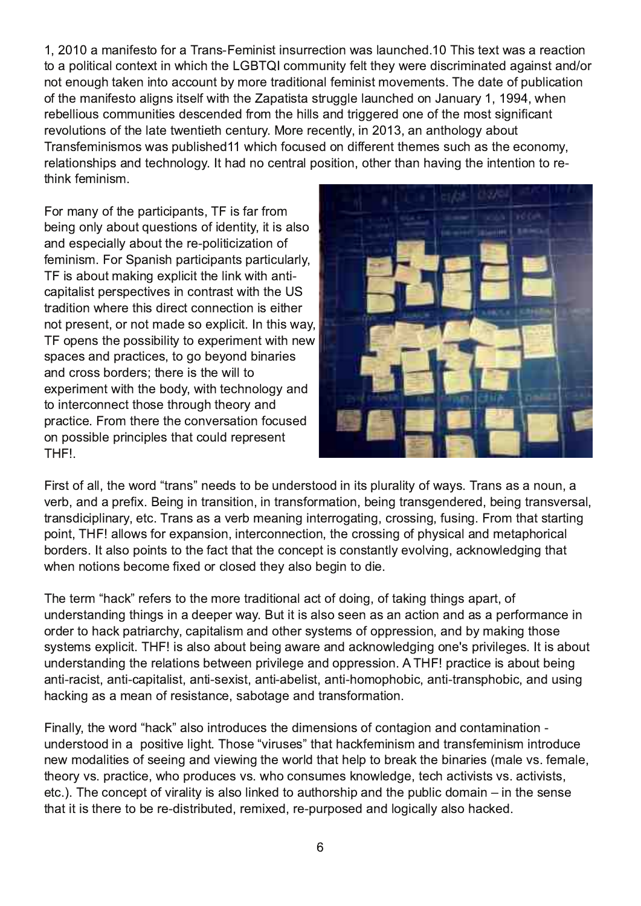1, 2010 a manifesto for a Trans-Feminist insurrection was launched.10 This text was a reaction to a political context in which the LGBTQI community felt they were discriminated against and/or not enough taken into account by more traditional feminist movements. The date of publication of the manifesto aligns itself with the Zapatista struggle launched on January 1, 1994, when rebellious communities descended from the hills and triggered one of the most significant revolutions of the late twentieth century. More recently, in 2013, an anthology about Transfeminismos was published11 which focused on different themes such as the economy, relationships and technology. It had no central position, other than having the intention to re-think feminism.

For many of the participants, TF is far from being only about questions of identity, it is also and especially about the re-politicization of feminism. For Spanish participants particularly, TF is about making explicit the link with anti-capitalist perspectives in contrast with the US tradition where this direct connection is either not present, or not made so explicit. In this way, TF opens the possibility to experiment with new spaces and practices, to go beyond binaries and cross borders; there is the will to experiment with the body, with technology and to interconnect those through theory and practice. From there the conversation focused on possible principles that could represent THF!.

First of all, the word "trans" needs to be understood in its plurality of ways. Trans as a noun, a verb, and a prefix. Being in transition, in transformation, being transgendered, being transversal, transdiciplinary, etc. Trans as a verb meaning interrogating, crossing, fusing. From that starting point, THF! allows for expansion, interconnection, the crossing of physical and metaphorical borders. It also points to the fact that the concept is constantly evolving, acknowledging that when notions become fixed or closed they also begin to die.

The term "hack" refers to the more traditional act of doing, of taking things apart, of understanding things in a deeper way. But it is also seen as an action and as a performance in order to hack patriarchy, capitalism and other systems of oppression, and by making those systems explicit. THF! is also about being aware and acknowledging one's privileges. It is about understanding the relations between privilege and oppression. A THF! practice is about being anti-racist, anti-capitalist, anti-sexist, anti-abelist, anti-homophobic, anti-transphobic, and using hacking as a mean of resistance, sabotage and transformation.

Finally, the word "hack" also introduces the dimensions of contagion and contamination - understood in a positive light. Those "viruses" that hackfeminism and transfeminism introduce new modalities of seeing and viewing the world that help to break the binaries (male vs. female, theory vs. practice, who produces vs. who consumes knowledge, tech activists vs. activists, etc.). The concept of virality is also linked to authorship and the public domain – in the sense that it is there to be re-distributed, remixed, re-purposed and logically also hacked.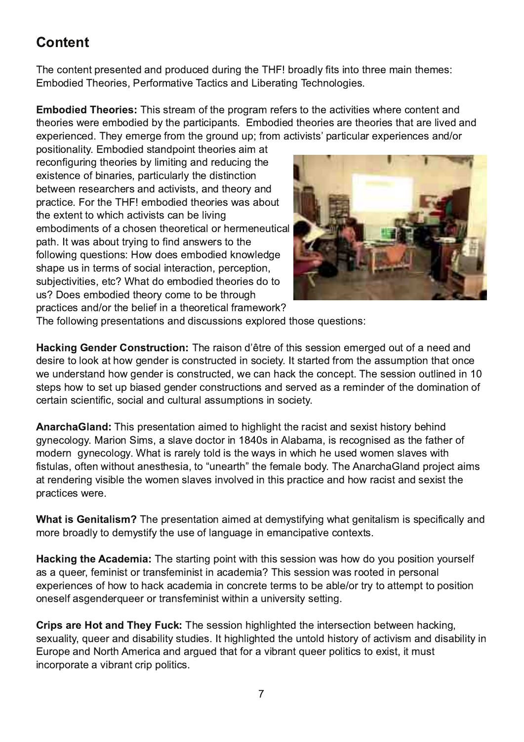## Content

The content presented and produced during the THF! broadly fits into three main themes: Embodied Theories, Performative Tactics and Liberating Technologies.

**Embodied Theories:** This stream of the program refers to the activities where content and theories were embodied by the participants. Embodied theories are theories that are lived and experienced. They emerge from the ground up; from activists' particular experiences and/or positionality. Embodied standpoint theories aim at reconfiguring theories by limiting and reducing the existence of binaries, particularly the distinction between researchers and activists, and theory and practice. For the THF! embodied theories was about the extent to which activists can be living embodiments of a chosen theoretical or hermeneutical path. It was about trying to find answers to the following questions: How does embodied knowledge shape us in terms of social interaction, perception, subjectivities, etc? What do embodied theories do to us? Does embodied theory come to be through practices and/or the belief in a theoretical framework? The following presentations and discussions explored those questions:

**Hacking Gender Construction:** The raison d'être of this session emerged out of a need and desire to look at how gender is constructed in society. It started from the assumption that once we understand how gender is constructed, we can hack the concept. The session outlined in 10 steps how to set up biased gender constructions and served as a reminder of the domination of certain scientific, social and cultural assumptions in society.

**AnarchaGland:** This presentation aimed to highlight the racist and sexist history behind gynecology. Marion Sims, a slave doctor in 1840s in Alabama, is recognised as the father of modern gynecology. What is rarely told is the ways in which he used women slaves with fistulas, often without anesthesia, to "unearth" the female body. The AnarchaGland project aims at rendering visible the women slaves involved in this practice and how racist and sexist the practices were.

**What is Genitalism?** The presentation aimed at demystifying what genitalism is specifically and more broadly to demystify the use of language in emancipative contexts.

**Hacking the Academia:** The starting point with this session was how do you position yourself as a queer, feminist or transfeminist in academia? This session was rooted in personal experiences of how to hack academia in concrete terms to be able/or try to attempt to position oneself asgenderqueer or transfeminist within a university setting.

**Crips are Hot and They Fuck:** The session highlighted the intersection between hacking, sexuality, queer and disability studies. It highlighted the untold history of activism and disability in Europe and North America and argued that for a vibrant queer politics to exist, it must incorporate a vibrant crip politics.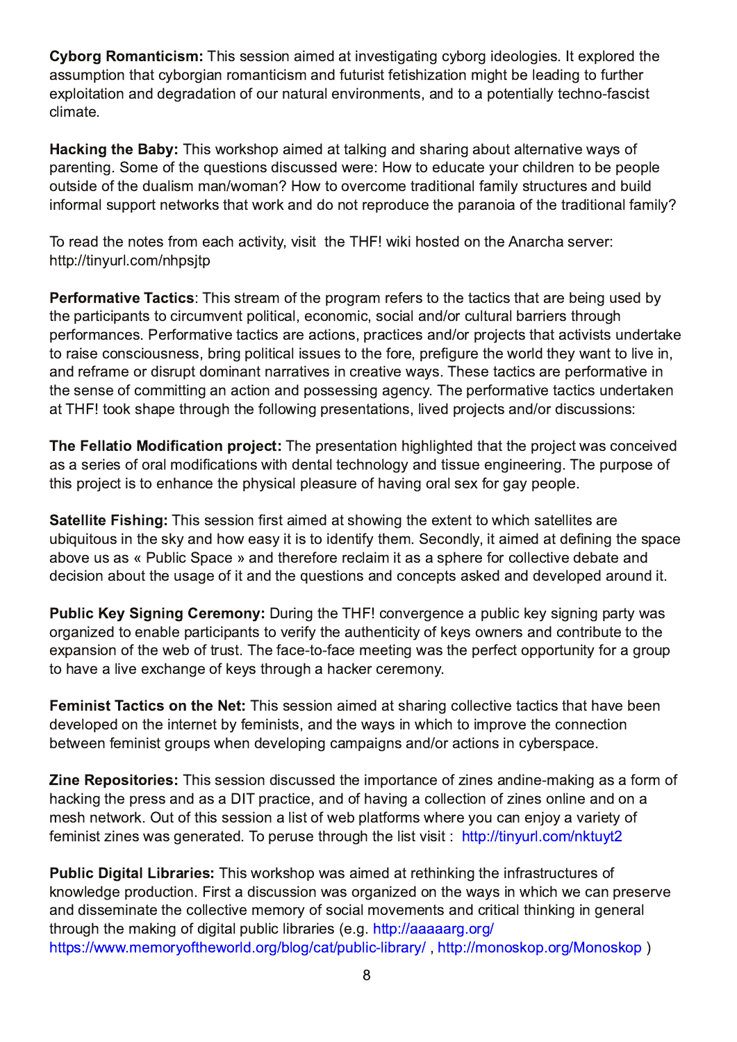**Cyborg Romanticism:** This session aimed at investigating cyborg ideologies. It explored the assumption that cyborgian romanticism and futurist fetishization might be leading to further exploitation and degradation of our natural environments, and to a potentially techno-fascist climate.

**Hacking the Baby:** This workshop aimed at talking and sharing about alternative ways of parenting. Some of the questions discussed were: How to educate your children to be people outside of the dualism man/woman? How to overcome traditional family structures and build informal support networks that work and do not reproduce the paranoia of the traditional family?

To read the notes from each activity, visit the THF! wiki hosted on the Anarcha server: http://tinyurl.com/nhpsjtp

**Performative Tactics**: This stream of the program refers to the tactics that are being used by the participants to circumvent political, economic, social and/or cultural barriers through performances. Performative tactics are actions, practices and/or projects that activists undertake to raise consciousness, bring political issues to the fore, prefigure the world they want to live in, and reframe or disrupt dominant narratives in creative ways. These tactics are performative in the sense of committing an action and possessing agency. The performative tactics undertaken at THF! took shape through the following presentations, lived projects and/or discussions:

**The Fellatio Modification project:** The presentation highlighted that the project was conceived as a series of oral modifications with dental technology and tissue engineering. The purpose of this project is to enhance the physical pleasure of having oral sex for gay people.

**Satellite Fishing:** This session first aimed at showing the extent to which satellites are ubiquitous in the sky and how easy it is to identify them. Secondly, it aimed at defining the space above us as « Public Space » and therefore reclaim it as a sphere for collective debate and decision about the usage of it and the questions and concepts asked and developed around it.

**Public Key Signing Ceremony:** During the THF! convergence a public key signing party was organized to enable participants to verify the authenticity of keys owners and contribute to the expansion of the web of trust. The face-to-face meeting was the perfect opportunity for a group to have a live exchange of keys through a hacker ceremony.

**Feminist Tactics on the Net:** This session aimed at sharing collective tactics that have been developed on the internet by feminists, and the ways in which to improve the connection between feminist groups when developing campaigns and/or actions in cyberspace.

**Zine Repositories:** This session discussed the importance of zines andine-making as a form of hacking the press and as a DIT practice, and of having a collection of zines online and on a mesh network. Out of this session a list of web platforms where you can enjoy a variety of feminist zines was generated. To peruse through the list visit : http://tinyurl.com/nktuyt2

**Public Digital Libraries:** This workshop was aimed at rethinking the infrastructures of knowledge production. First a discussion was organized on the ways in which we can preserve and disseminate the collective memory of social movements and critical thinking in general through the making of digital public libraries (e.g. http://aaaaarg.org/ https://www.memoryoftheworld.org/blog/cat/public-library/ , http://monoskop.org/Monoskop )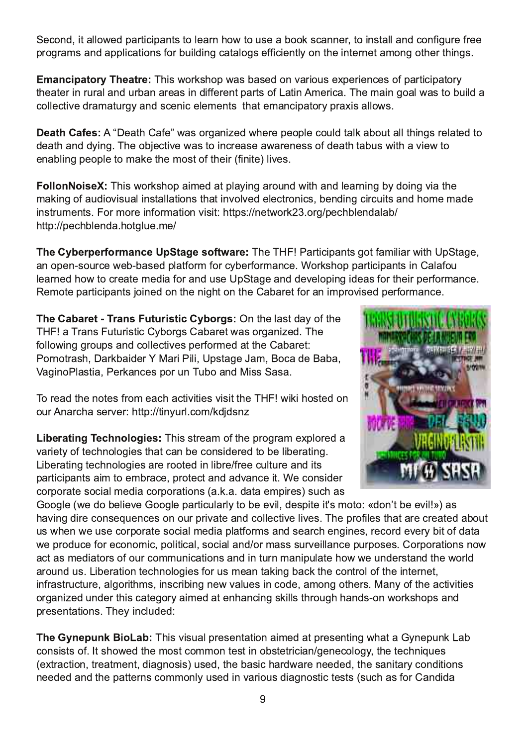Second, it allowed participants to learn how to use a book scanner, to install and configure free programs and applications for building catalogs efficiently on the internet among other things.

**Emancipatory Theatre:** This workshop was based on various experiences of participatory theater in rural and urban areas in different parts of Latin America. The main goal was to build a collective dramaturgy and scenic elements that emancipatory praxis allows.

**Death Cafes:** A "Death Cafe" was organized where people could talk about all things related to death and dying. The objective was to increase awareness of death tabus with a view to enabling people to make the most of their (finite) lives.

**FollonNoiseX:** This workshop aimed at playing around with and learning by doing via the making of audiovisual installations that involved electronics, bending circuits and home made instruments. For more information visit: https://network23.org/pechblendalab/ http://pechblenda.hotglue.me/

**The Cyberperformance UpStage software:** The THF! Participants got familiar with UpStage, an open-source web-based platform for cyberformance. Workshop participants in Calafou learned how to create media for and use UpStage and developing ideas for their performance. Remote participants joined on the night on the Cabaret for an improvised performance.

**The Cabaret - Trans Futuristic Cyborgs:** On the last day of the THF! a Trans Futuristic Cyborgs Cabaret was organized. The following groups and collectives performed at the Cabaret: Pornotrash, Darkbaider Y Mari Pili, Upstage Jam, Boca de Baba, VaginoPlastia, Perkances por un Tubo and Miss Sasa.

To read the notes from each activities visit the THF! wiki hosted on our Anarcha server: http://tinyurl.com/kdjdsnz

**Liberating Technologies:** This stream of the program explored a variety of technologies that can be considered to be liberating. Liberating technologies are rooted in libre/free culture and its participants aim to embrace, protect and advance it. We consider corporate social media corporations (a.k.a. data empires) such as Google (we do believe Google particularly to be evil, despite it's moto: «don't be evil!») as having dire consequences on our private and collective lives. The profiles that are created about us when we use corporate social media platforms and search engines, record every bit of data we produce for economic, political, social and/or mass surveillance purposes. Corporations now act as mediators of our communications and in turn manipulate how we understand the world around us. Liberation technologies for us mean taking back the control of the internet, infrastructure, algorithms, inscribing new values in code, among others. Many of the activities organized under this category aimed at enhancing skills through hands-on workshops and presentations. They included:

**The Gynepunk BioLab:** This visual presentation aimed at presenting what a Gynepunk Lab consists of. It showed the most common test in obstetrician/genecology, the techniques (extraction, treatment, diagnosis) used, the basic hardware needed, the sanitary conditions needed and the patterns commonly used in various diagnostic tests (such as for Candida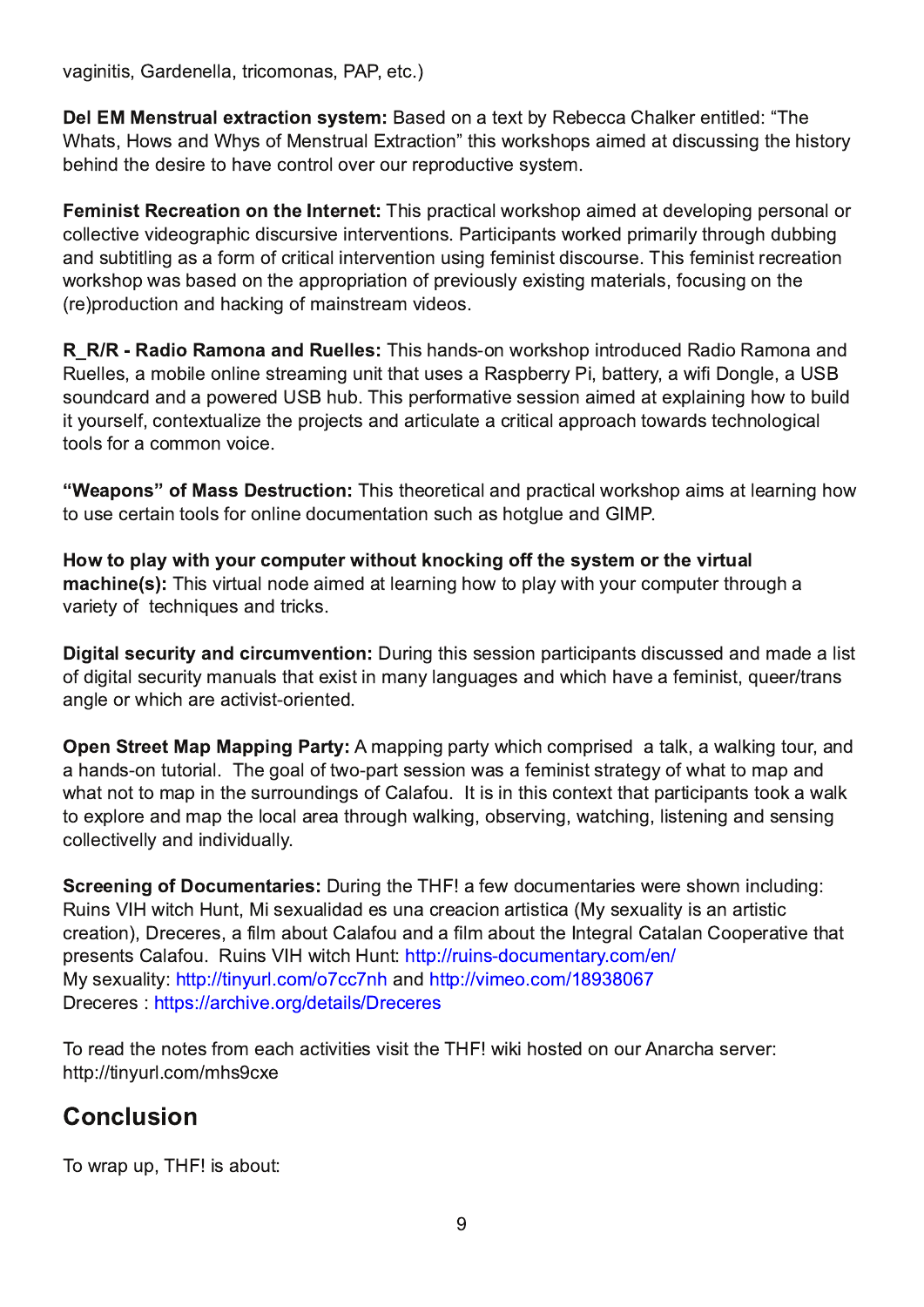vaginitis, Gardenella, tricomonas, PAP, etc.)

**Del EM Menstrual extraction system:** Based on a text by Rebecca Chalker entitled: “The Whats, Hows and Whys of Menstrual Extraction” this workshops aimed at discussing the history behind the desire to have control over our reproductive system.

**Feminist Recreation on the Internet:** This practical workshop aimed at developing personal or collective videographic discursive interventions. Participants worked primarily through dubbing and subtitling as a form of critical intervention using feminist discourse. This feminist recreation workshop was based on the appropriation of previously existing materials, focusing on the (re)production and hacking of mainstream videos.

**R_R/R - Radio Ramona and Ruelles:** This hands-on workshop introduced Radio Ramona and Ruelles, a mobile online streaming unit that uses a Raspberry Pi, battery, a wifi Dongle, a USB soundcard and a powered USB hub. This performative session aimed at explaining how to build it yourself, contextualize the projects and articulate a critical approach towards technological tools for a common voice.

**“Weapons” of Mass Destruction:** This theoretical and practical workshop aims at learning how to use certain tools for online documentation such as hotglue and GIMP.

**How to play with your computer without knocking off the system or the virtual machine(s):** This virtual node aimed at learning how to play with your computer through a variety of techniques and tricks.

**Digital security and circumvention:** During this session participants discussed and made a list of digital security manuals that exist in many languages and which have a feminist, queer/trans angle or which are activist-oriented.

**Open Street Map Mapping Party:** A mapping party which comprised a talk, a walking tour, and a hands-on tutorial. The goal of two-part session was a feminist strategy of what to map and what not to map in the surroundings of Calafou. It is in this context that participants took a walk to explore and map the local area through walking, observing, watching, listening and sensing collectivelly and individually.

**Screening of Documentaries:** During the THF! a few documentaries were shown including: Ruins VIH witch Hunt, Mi sexualidad es una creacion artistica (My sexuality is an artistic creation), Dreceres, a film about Calafou and a film about the Integral Catalan Cooperative that presents Calafou. Ruins VIH witch Hunt: http://ruins-documentary.com/en/
My sexuality: http://tinyurl.com/o7cc7nh and http://vimeo.com/18938067
Dreceres : https://archive.org/details/Dreceres

To read the notes from each activities visit the THF! wiki hosted on our Anarcha server: http://tinyurl.com/mhs9cxe

## Conclusion

To wrap up, THF! is about: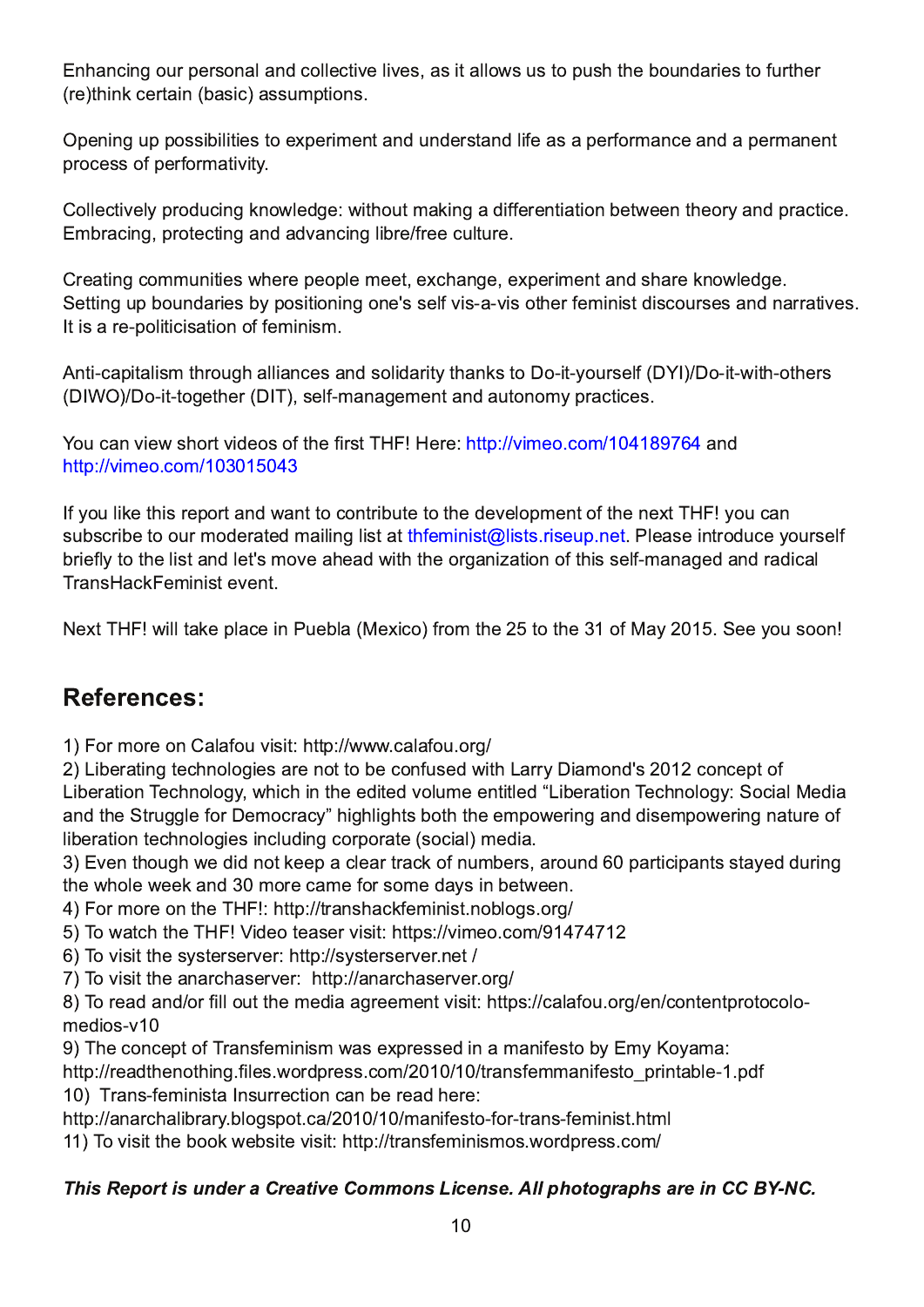Enhancing our personal and collective lives, as it allows us to push the boundaries to further (re)think certain (basic) assumptions.

Opening up possibilities to experiment and understand life as a performance and a permanent process of performativity.

Collectively producing knowledge: without making a differentiation between theory and practice. Embracing, protecting and advancing libre/free culture.

Creating communities where people meet, exchange, experiment and share knowledge. Setting up boundaries by positioning one's self vis-a-vis other feminist discourses and narratives. It is a re-politicisation of feminism.

Anti-capitalism through alliances and solidarity thanks to Do-it-yourself (DYI)/Do-it-with-others (DIWO)/Do-it-together (DIT), self-management and autonomy practices.

You can view short videos of the first THF! Here: http://vimeo.com/104189764 and http://vimeo.com/103015043

If you like this report and want to contribute to the development of the next THF! you can subscribe to our moderated mailing list at thfeminist@lists.riseup.net. Please introduce yourself briefly to the list and let's move ahead with the organization of this self-managed and radical TransHackFeminist event.

Next THF! will take place in Puebla (Mexico) from the 25 to the 31 of May 2015. See you soon!

## References:

1) For more on Calafou visit: http://www.calafou.org/
2) Liberating technologies are not to be confused with Larry Diamond's 2012 concept of Liberation Technology, which in the edited volume entitled “Liberation Technology: Social Media and the Struggle for Democracy” highlights both the empowering and disempowering nature of liberation technologies including corporate (social) media.
3) Even though we did not keep a clear track of numbers, around 60 participants stayed during the whole week and 30 more came for some days in between.
4) For more on the THF!: http://transhackfeminist.noblogs.org/
5) To watch the THF! Video teaser visit: https://vimeo.com/91474712
6) To visit the systerserver: http://systerserver.net /
7) To visit the anarchaserver: http://anarchaserver.org/
8) To read and/or fill out the media agreement visit: https://calafou.org/en/contentprotocolo-medios-v10
9) The concept of Transfeminism was expressed in a manifesto by Emy Koyama: http://readthenothing.files.wordpress.com/2010/10/transfemmanifesto_printable-1.pdf
10) Trans-feminista Insurrection can be read here: http://anarchalibrary.blogspot.ca/2010/10/manifesto-for-trans-feminist.html
11) To visit the book website visit: http://transfeminismos.wordpress.com/

***This Report is under a Creative Commons License. All photographs are in CC BY-NC.***